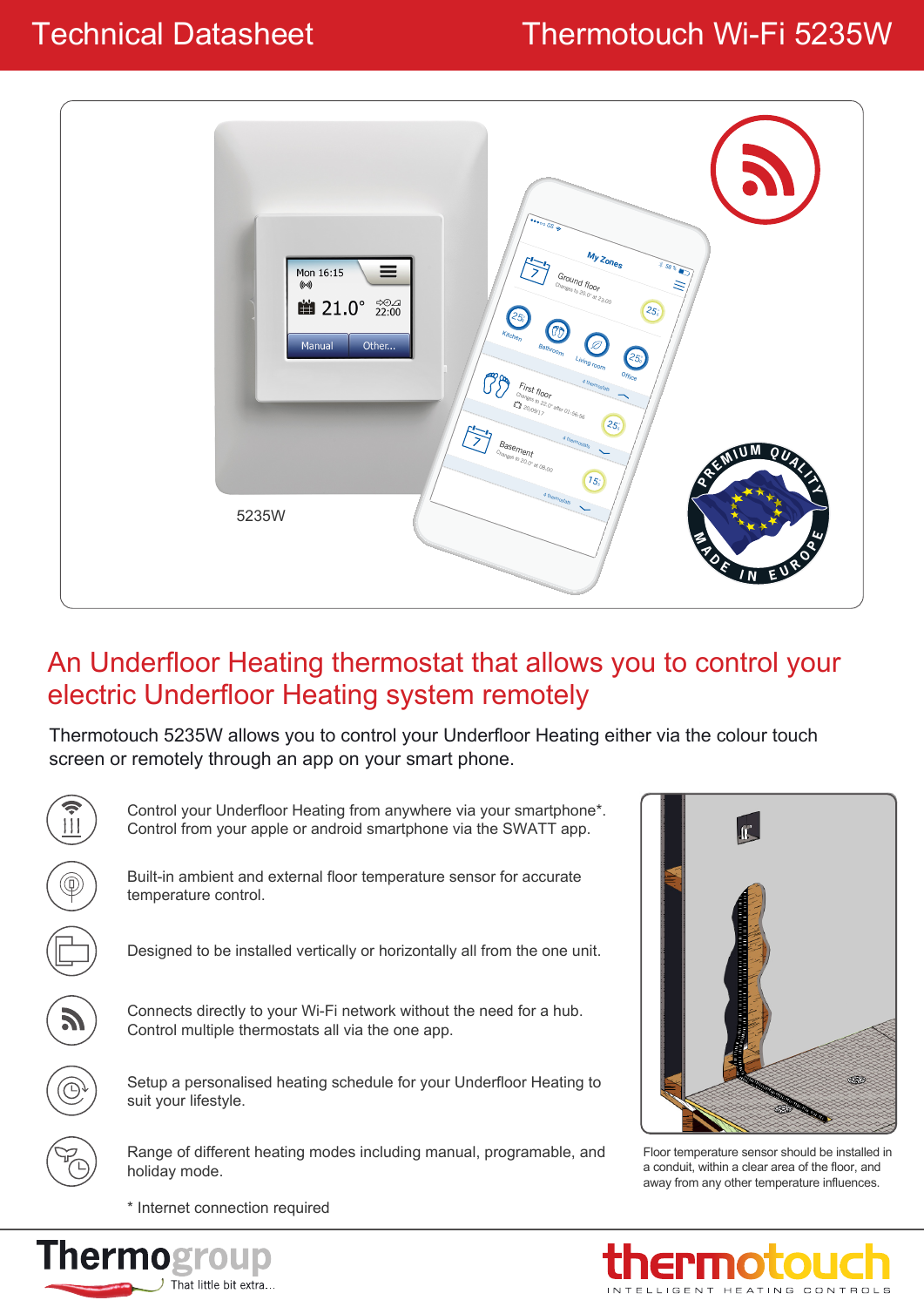# Technical Datasheet — Thermotouch Wi-Fi 5235W

5235W

## An Underfloor Heating thermostat that allows you to control your electric Underfloor Heating system remotely

Thermotouch 5235W allows you to control your Underfloor Heating either via the colour touch screen or remotely through an app on your smart phone.

- Control your Underfloor Heating from anywhere via your smartphone*. Control from your apple or android smartphone via the SWATT app.
- Built-in ambient and external floor temperature sensor for accurate temperature control.
- Designed to be installed vertically or horizontally all from the one unit.
- Connects directly to your Wi-Fi network without the need for a hub. Control multiple thermostats all via the one app.
- Setup a personalised heating schedule for your Underfloor Heating to suit your lifestyle.
- Range of different heating modes including manual, programable, and holiday mode.

* Internet connection required

Floor temperature sensor should be installed in a conduit, within a clear area of the floor, and away from any other temperature influences.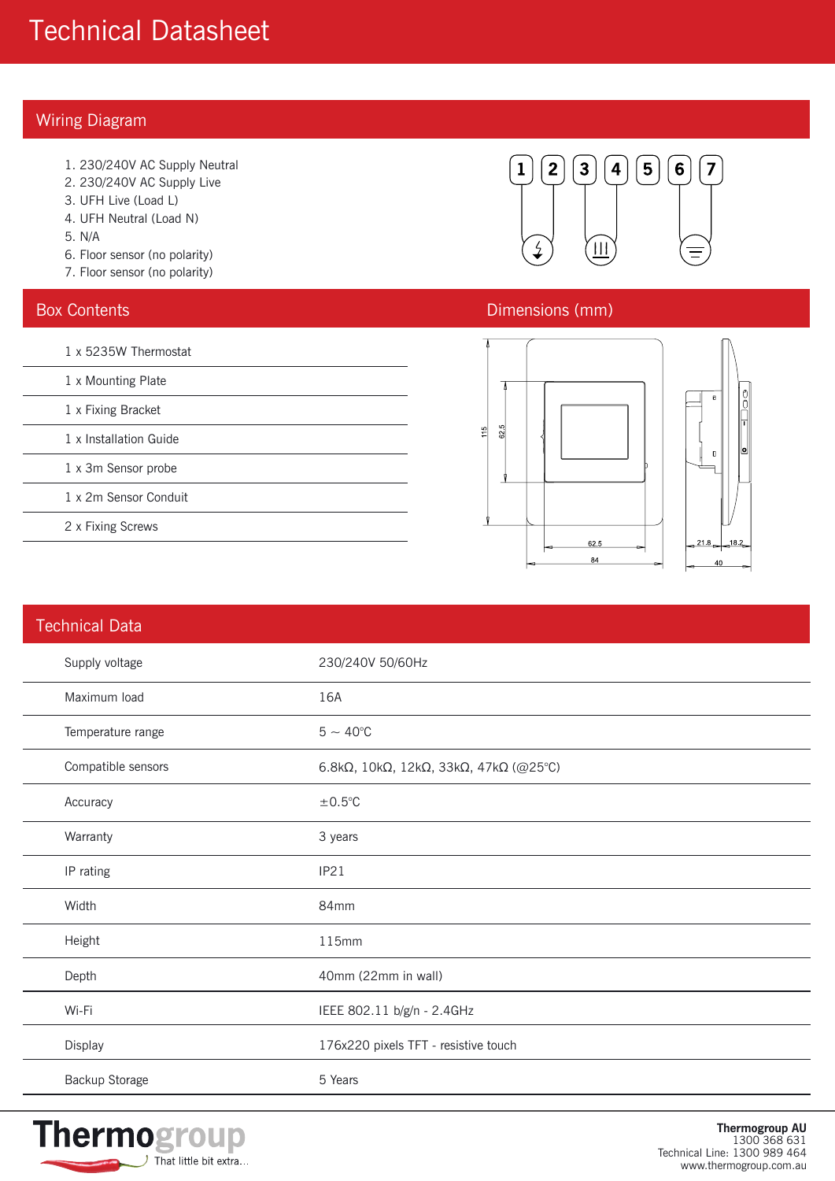# Technical Datasheet

## Wiring Diagram

1. 230/240V AC Supply Neutral
2. 230/240V AC Supply Live
3. UFH Live (Load L)
4. UFH Neutral (Load N)
5. N/A
6. Floor sensor (no polarity)
7. Floor sensor (no polarity)

1 2 3 4 5 6 7

## Box Contents

- 1 x 5235W Thermostat
- 1 x Mounting Plate
- 1 x Fixing Bracket
- 1 x Installation Guide
- 1 x 3m Sensor probe
- 1 x 2m Sensor Conduit
- 2 x Fixing Screws

## Dimensions (mm)

115
62.5
62.5
84
21.8
18.2
40

## Technical Data

| | |
|---|---|
| Supply voltage | 230/240V 50/60Hz |
| Maximum load | 16A |
| Temperature range | 5 ~ 40°C |
| Compatible sensors | 6.8kΩ, 10kΩ, 12kΩ, 33kΩ, 47kΩ (@25°C) |
| Accuracy | ±0.5°C |
| Warranty | 3 years |
| IP rating | IP21 |
| Width | 84mm |
| Height | 115mm |
| Depth | 40mm (22mm in wall) |
| Wi-Fi | IEEE 802.11 b/g/n - 2.4GHz |
| Display | 176x220 pixels TFT - resistive touch |
| Backup Storage | 5 Years |

Thermogroup
That little bit extra...

**Thermogroup AU**
1300 368 631
Technical Line: 1300 989 464
www.thermogroup.com.au